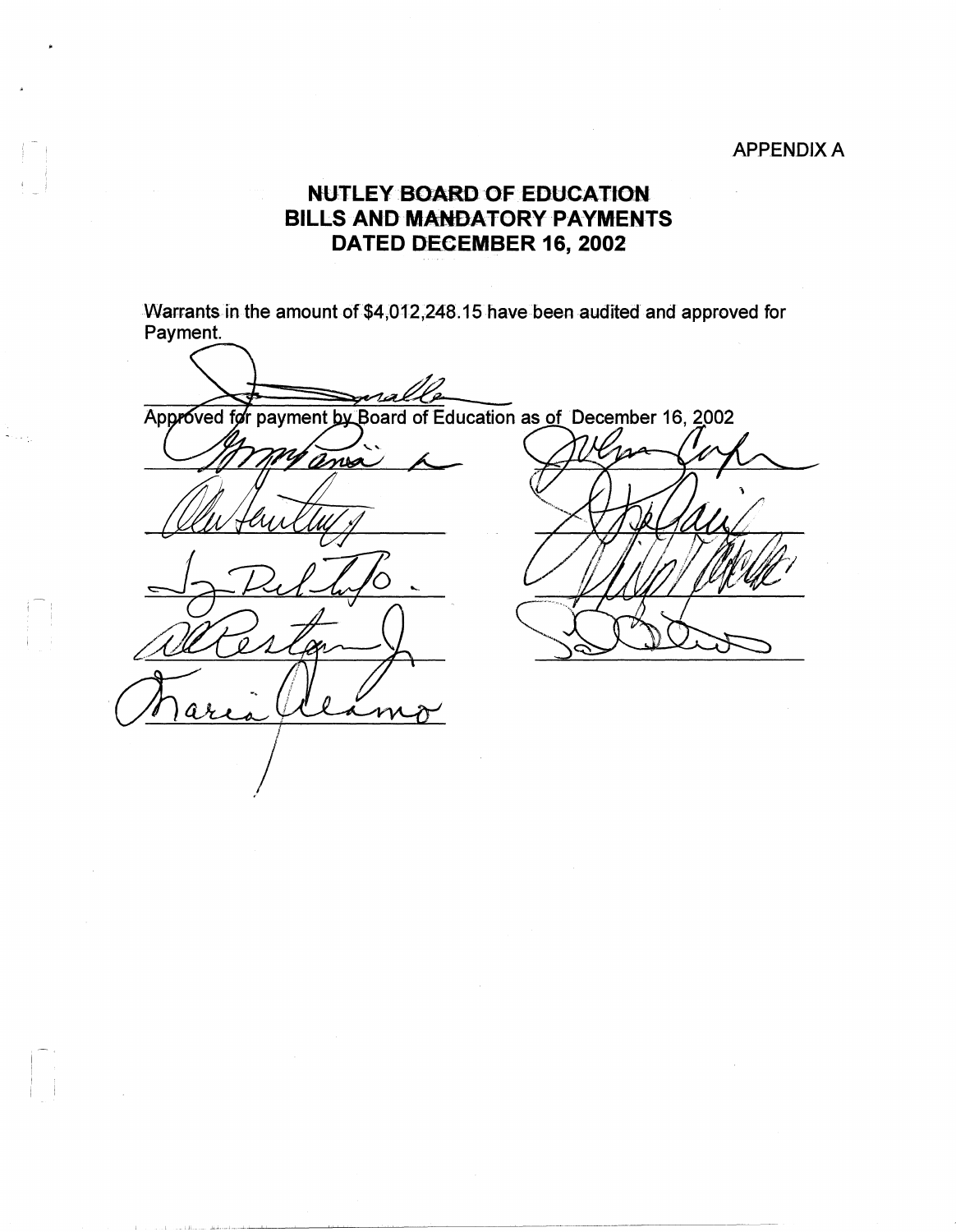APPENDIX A

# NUTLEY BOARD OF EDUCATION
# BILLS AND MANDATORY PAYMENTS
# DATED DECEMBER 16, 2002

Warrants in the amount of $4,012,248.15 have been audited and approved for Payment.

Approved for payment by Board of Education as of December 16, 2002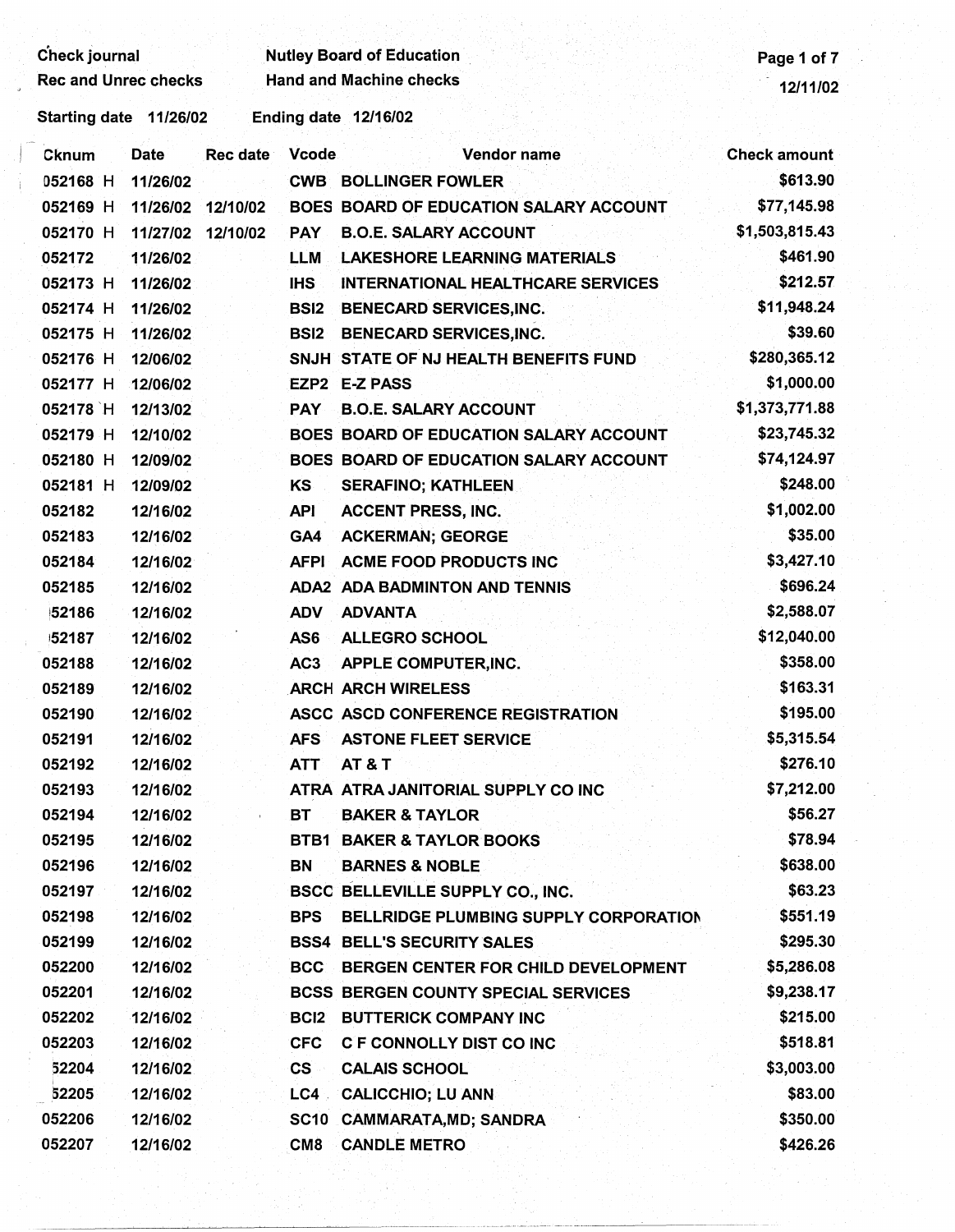Check journal | Nutley Board of Education
Rec and Unrec checks | Hand and Machine checks

12/11/02

Starting date 11/26/02 Ending date 12/16/02

| Cknum | Date | Rec date | Vcode | Vendor name | Check amount |
|---|---|---|---|---|---|
| 052168 H | 11/26/02 | | CWB | BOLLINGER FOWLER | $613.90 |
| 052169 H | 11/26/02 | 12/10/02 | BOES | BOARD OF EDUCATION SALARY ACCOUNT | $77,145.98 |
| 052170 H | 11/27/02 | 12/10/02 | PAY | B.O.E. SALARY ACCOUNT | $1,503,815.43 |
| 052172 | 11/26/02 | | LLM | LAKESHORE LEARNING MATERIALS | $461.90 |
| 052173 H | 11/26/02 | | IHS | INTERNATIONAL HEALTHCARE SERVICES | $212.57 |
| 052174 H | 11/26/02 | | BSI2 | BENECARD SERVICES,INC. | $11,948.24 |
| 052175 H | 11/26/02 | | BSI2 | BENECARD SERVICES,INC. | $39.60 |
| 052176 H | 12/06/02 | | SNJH | STATE OF NJ HEALTH BENEFITS FUND | $280,365.12 |
| 052177 H | 12/06/02 | | EZP2 | E-Z PASS | $1,000.00 |
| 052178 H | 12/13/02 | | PAY | B.O.E. SALARY ACCOUNT | $1,373,771.88 |
| 052179 H | 12/10/02 | | BOES | BOARD OF EDUCATION SALARY ACCOUNT | $23,745.32 |
| 052180 H | 12/09/02 | | BOES | BOARD OF EDUCATION SALARY ACCOUNT | $74,124.97 |
| 052181 H | 12/09/02 | | KS | SERAFINO; KATHLEEN | $248.00 |
| 052182 | 12/16/02 | | API | ACCENT PRESS, INC. | $1,002.00 |
| 052183 | 12/16/02 | | GA4 | ACKERMAN; GEORGE | $35.00 |
| 052184 | 12/16/02 | | AFPI | ACME FOOD PRODUCTS INC | $3,427.10 |
| 052185 | 12/16/02 | | ADA2 | ADA BADMINTON AND TENNIS | $696.24 |
| 052186 | 12/16/02 | | ADV | ADVANTA | $2,588.07 |
| 052187 | 12/16/02 | | AS6 | ALLEGRO SCHOOL | $12,040.00 |
| 052188 | 12/16/02 | | AC3 | APPLE COMPUTER,INC. | $358.00 |
| 052189 | 12/16/02 | | ARCH | ARCH WIRELESS | $163.31 |
| 052190 | 12/16/02 | | ASCC | ASCD CONFERENCE REGISTRATION | $195.00 |
| 052191 | 12/16/02 | | AFS | ASTONE FLEET SERVICE | $5,315.54 |
| 052192 | 12/16/02 | | ATT | AT & T | $276.10 |
| 052193 | 12/16/02 | | ATRA | ATRA JANITORIAL SUPPLY CO INC | $7,212.00 |
| 052194 | 12/16/02 | | BT | BAKER & TAYLOR | $56.27 |
| 052195 | 12/16/02 | | BTB1 | BAKER & TAYLOR BOOKS | $78.94 |
| 052196 | 12/16/02 | | BN | BARNES & NOBLE | $638.00 |
| 052197 | 12/16/02 | | BSCC | BELLEVILLE SUPPLY CO., INC. | $63.23 |
| 052198 | 12/16/02 | | BPS | BELLRIDGE PLUMBING SUPPLY CORPORATION | $551.19 |
| 052199 | 12/16/02 | | BSS4 | BELL'S SECURITY SALES | $295.30 |
| 052200 | 12/16/02 | | BCC | BERGEN CENTER FOR CHILD DEVELOPMENT | $5,286.08 |
| 052201 | 12/16/02 | | BCSS | BERGEN COUNTY SPECIAL SERVICES | $9,238.17 |
| 052202 | 12/16/02 | | BCI2 | BUTTERICK COMPANY INC | $215.00 |
| 052203 | 12/16/02 | | CFC | C F CONNOLLY DIST CO INC | $518.81 |
| 052204 | 12/16/02 | | CS | CALAIS SCHOOL | $3,003.00 |
| 052205 | 12/16/02 | | LC4 | CALICCHIO; LU ANN | $83.00 |
| 052206 | 12/16/02 | | SC10 | CAMMARATA,MD; SANDRA | $350.00 |
| 052207 | 12/16/02 | | CM8 | CANDLE METRO | $426.26 |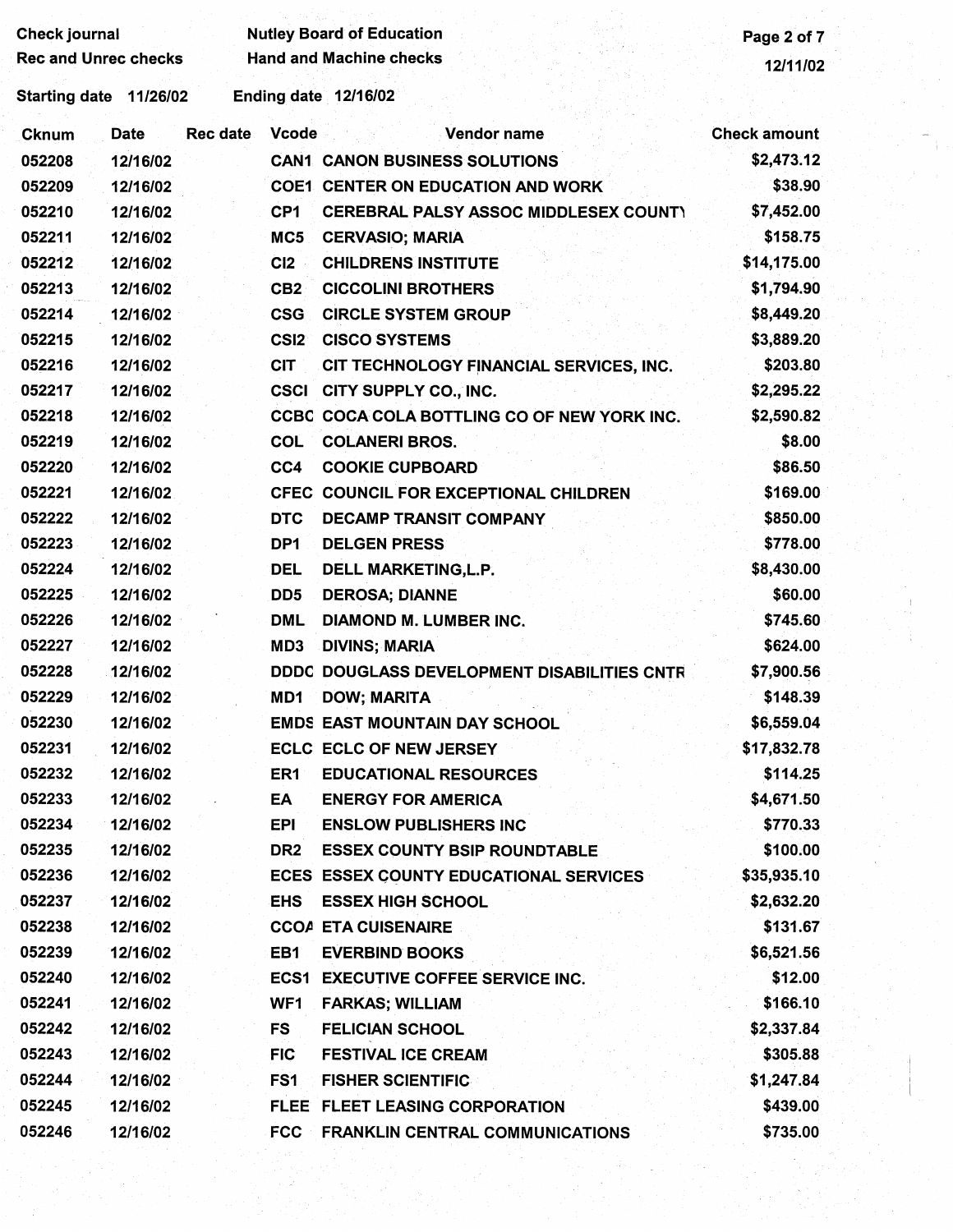Check journal
Rec and Unrec checks

Nutley Board of Education
Hand and Machine checks

12/11/02

Starting date 11/26/02 Ending date 12/16/02

| Cknum | Date | Rec date | Vcode | Vendor name | Check amount |
|---|---|---|---|---|---|
| 052208 | 12/16/02 | | CAN1 | CANON BUSINESS SOLUTIONS | $2,473.12 |
| 052209 | 12/16/02 | | COE1 | CENTER ON EDUCATION AND WORK | $38.90 |
| 052210 | 12/16/02 | | CP1 | CEREBRAL PALSY ASSOC MIDDLESEX COUNTY | $7,452.00 |
| 052211 | 12/16/02 | | MC5 | CERVASIO; MARIA | $158.75 |
| 052212 | 12/16/02 | | CI2 | CHILDRENS INSTITUTE | $14,175.00 |
| 052213 | 12/16/02 | | CB2 | CICCOLINI BROTHERS | $1,794.90 |
| 052214 | 12/16/02 | | CSG | CIRCLE SYSTEM GROUP | $8,449.20 |
| 052215 | 12/16/02 | | CSI2 | CISCO SYSTEMS | $3,889.20 |
| 052216 | 12/16/02 | | CIT | CIT TECHNOLOGY FINANCIAL SERVICES, INC. | $203.80 |
| 052217 | 12/16/02 | | CSCI | CITY SUPPLY CO., INC. | $2,295.22 |
| 052218 | 12/16/02 | | CCBC | COCA COLA BOTTLING CO OF NEW YORK INC. | $2,590.82 |
| 052219 | 12/16/02 | | COL | COLANERI BROS. | $8.00 |
| 052220 | 12/16/02 | | CC4 | COOKIE CUPBOARD | $86.50 |
| 052221 | 12/16/02 | | CFEC | COUNCIL FOR EXCEPTIONAL CHILDREN | $169.00 |
| 052222 | 12/16/02 | | DTC | DECAMP TRANSIT COMPANY | $850.00 |
| 052223 | 12/16/02 | | DP1 | DELGEN PRESS | $778.00 |
| 052224 | 12/16/02 | | DEL | DELL MARKETING,L.P. | $8,430.00 |
| 052225 | 12/16/02 | | DD5 | DEROSA; DIANNE | $60.00 |
| 052226 | 12/16/02 | | DML | DIAMOND M. LUMBER INC. | $745.60 |
| 052227 | 12/16/02 | | MD3 | DIVINS; MARIA | $624.00 |
| 052228 | 12/16/02 | | DDDC | DOUGLASS DEVELOPMENT DISABILITIES CNTR | $7,900.56 |
| 052229 | 12/16/02 | | MD1 | DOW; MARITA | $148.39 |
| 052230 | 12/16/02 | | EMDS | EAST MOUNTAIN DAY SCHOOL | $6,559.04 |
| 052231 | 12/16/02 | | ECLC | ECLC OF NEW JERSEY | $17,832.78 |
| 052232 | 12/16/02 | | ER1 | EDUCATIONAL RESOURCES | $114.25 |
| 052233 | 12/16/02 | | EA | ENERGY FOR AMERICA | $4,671.50 |
| 052234 | 12/16/02 | | EPI | ENSLOW PUBLISHERS INC | $770.33 |
| 052235 | 12/16/02 | | DR2 | ESSEX COUNTY BSIP ROUNDTABLE | $100.00 |
| 052236 | 12/16/02 | | ECES | ESSEX COUNTY EDUCATIONAL SERVICES | $35,935.10 |
| 052237 | 12/16/02 | | EHS | ESSEX HIGH SCHOOL | $2,632.20 |
| 052238 | 12/16/02 | | CCOA | ETA CUISENAIRE | $131.67 |
| 052239 | 12/16/02 | | EB1 | EVERBIND BOOKS | $6,521.56 |
| 052240 | 12/16/02 | | ECS1 | EXECUTIVE COFFEE SERVICE INC. | $12.00 |
| 052241 | 12/16/02 | | WF1 | FARKAS; WILLIAM | $166.10 |
| 052242 | 12/16/02 | | FS | FELICIAN SCHOOL | $2,337.84 |
| 052243 | 12/16/02 | | FIC | FESTIVAL ICE CREAM | $305.88 |
| 052244 | 12/16/02 | | FS1 | FISHER SCIENTIFIC | $1,247.84 |
| 052245 | 12/16/02 | | FLEE | FLEET LEASING CORPORATION | $439.00 |
| 052246 | 12/16/02 | | FCC | FRANKLIN CENTRAL COMMUNICATIONS | $735.00 |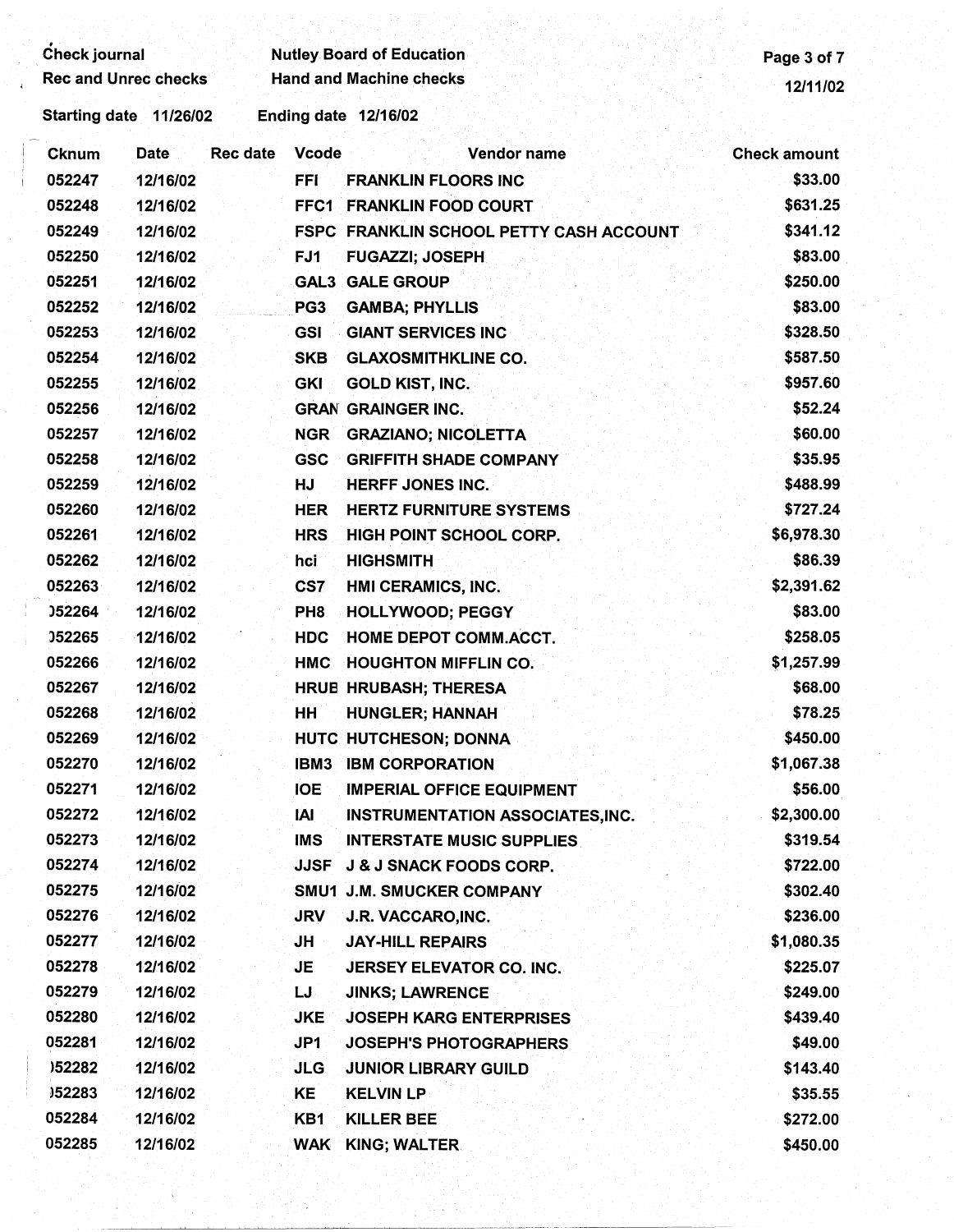Check journal

Rec and Unrec checks

Nutley Board of Education

Hand and Machine checks

12/11/02

Starting date 11/26/02 Ending date 12/16/02

| Cknum | Date | Rec date | Vcode | Vendor name | Check amount |
|---|---|---|---|---|---|
| 052247 | 12/16/02 | | FFI | FRANKLIN FLOORS INC | $33.00 |
| 052248 | 12/16/02 | | FFC1 | FRANKLIN FOOD COURT | $631.25 |
| 052249 | 12/16/02 | | FSPC | FRANKLIN SCHOOL PETTY CASH ACCOUNT | $341.12 |
| 052250 | 12/16/02 | | FJ1 | FUGAZZI; JOSEPH | $83.00 |
| 052251 | 12/16/02 | | GAL3 | GALE GROUP | $250.00 |
| 052252 | 12/16/02 | | PG3 | GAMBA; PHYLLIS | $83.00 |
| 052253 | 12/16/02 | | GSI | GIANT SERVICES INC | $328.50 |
| 052254 | 12/16/02 | | SKB | GLAXOSMITHKLINE CO. | $587.50 |
| 052255 | 12/16/02 | | GKI | GOLD KIST, INC. | $957.60 |
| 052256 | 12/16/02 | | GRAN | GRAINGER INC. | $52.24 |
| 052257 | 12/16/02 | | NGR | GRAZIANO; NICOLETTA | $60.00 |
| 052258 | 12/16/02 | | GSC | GRIFFITH SHADE COMPANY | $35.95 |
| 052259 | 12/16/02 | | HJ | HERFF JONES INC. | $488.99 |
| 052260 | 12/16/02 | | HER | HERTZ FURNITURE SYSTEMS | $727.24 |
| 052261 | 12/16/02 | | HRS | HIGH POINT SCHOOL CORP. | $6,978.30 |
| 052262 | 12/16/02 | | hci | HIGHSMITH | $86.39 |
| 052263 | 12/16/02 | | CS7 | HMI CERAMICS, INC. | $2,391.62 |
| 052264 | 12/16/02 | | PH8 | HOLLYWOOD; PEGGY | $83.00 |
| 052265 | 12/16/02 | | HDC | HOME DEPOT COMM.ACCT. | $258.05 |
| 052266 | 12/16/02 | | HMC | HOUGHTON MIFFLIN CO. | $1,257.99 |
| 052267 | 12/16/02 | | HRUE | HRUBASH; THERESA | $68.00 |
| 052268 | 12/16/02 | | HH | HUNGLER; HANNAH | $78.25 |
| 052269 | 12/16/02 | | HUTC | HUTCHESON; DONNA | $450.00 |
| 052270 | 12/16/02 | | IBM3 | IBM CORPORATION | $1,067.38 |
| 052271 | 12/16/02 | | IOE | IMPERIAL OFFICE EQUIPMENT | $56.00 |
| 052272 | 12/16/02 | | IAI | INSTRUMENTATION ASSOCIATES,INC. | $2,300.00 |
| 052273 | 12/16/02 | | IMS | INTERSTATE MUSIC SUPPLIES | $319.54 |
| 052274 | 12/16/02 | | JJSF | J & J SNACK FOODS CORP. | $722.00 |
| 052275 | 12/16/02 | | SMU1 | J.M. SMUCKER COMPANY | $302.40 |
| 052276 | 12/16/02 | | JRV | J.R. VACCARO,INC. | $236.00 |
| 052277 | 12/16/02 | | JH | JAY-HILL REPAIRS | $1,080.35 |
| 052278 | 12/16/02 | | JE | JERSEY ELEVATOR CO. INC. | $225.07 |
| 052279 | 12/16/02 | | LJ | JINKS; LAWRENCE | $249.00 |
| 052280 | 12/16/02 | | JKE | JOSEPH KARG ENTERPRISES | $439.40 |
| 052281 | 12/16/02 | | JP1 | JOSEPH'S PHOTOGRAPHERS | $49.00 |
| 052282 | 12/16/02 | | JLG | JUNIOR LIBRARY GUILD | $143.40 |
| 052283 | 12/16/02 | | KE | KELVIN LP | $35.55 |
| 052284 | 12/16/02 | | KB1 | KILLER BEE | $272.00 |
| 052285 | 12/16/02 | | WAK | KING; WALTER | $450.00 |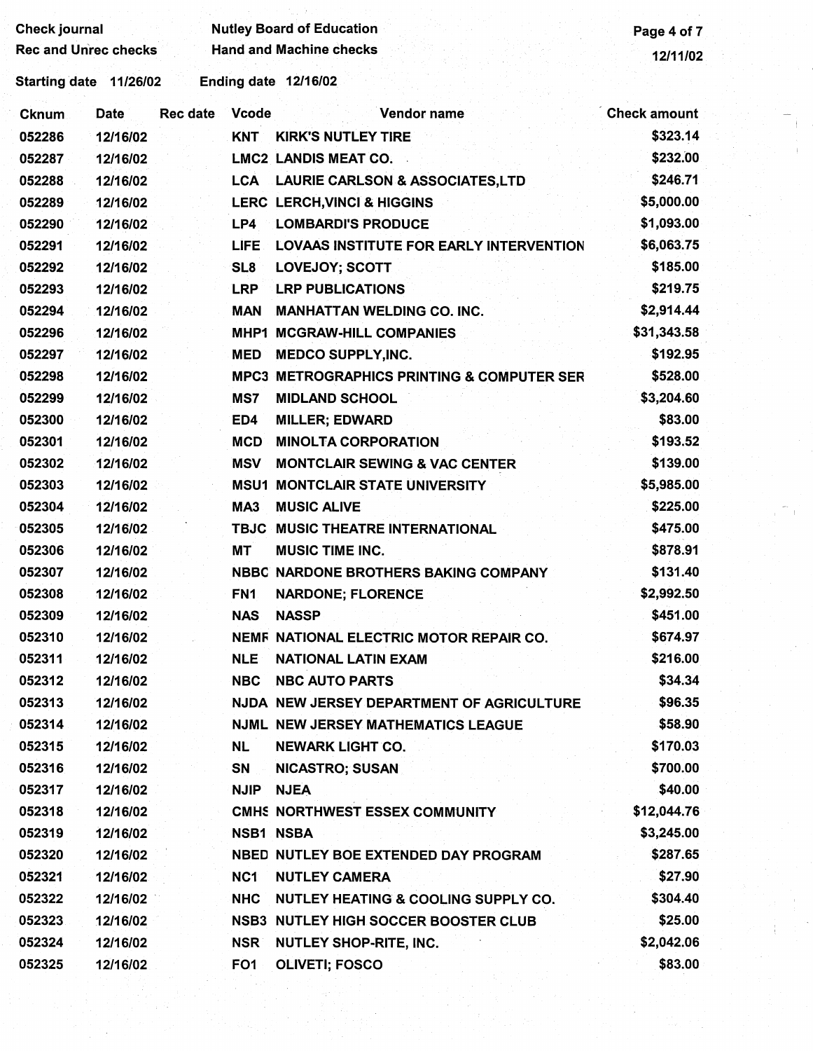Check journal — Nutley Board of Education
Rec and Unrec checks — Hand and Machine checks

12/11/02

Starting date 11/26/02 Ending date 12/16/02

| Cknum | Date | Rec date | Vcode | Vendor name | Check amount |
|---|---|---|---|---|---|
| 052286 | 12/16/02 | | KNT | KIRK'S NUTLEY TIRE | $323.14 |
| 052287 | 12/16/02 | | LMC2 | LANDIS MEAT CO. | $232.00 |
| 052288 | 12/16/02 | | LCA | LAURIE CARLSON & ASSOCIATES,LTD | $246.71 |
| 052289 | 12/16/02 | | LERC | LERCH,VINCI & HIGGINS | $5,000.00 |
| 052290 | 12/16/02 | | LP4 | LOMBARDI'S PRODUCE | $1,093.00 |
| 052291 | 12/16/02 | | LIFE | LOVAAS INSTITUTE FOR EARLY INTERVENTION | $6,063.75 |
| 052292 | 12/16/02 | | SL8 | LOVEJOY; SCOTT | $185.00 |
| 052293 | 12/16/02 | | LRP | LRP PUBLICATIONS | $219.75 |
| 052294 | 12/16/02 | | MAN | MANHATTAN WELDING CO. INC. | $2,914.44 |
| 052296 | 12/16/02 | | MHP1 | MCGRAW-HILL COMPANIES | $31,343.58 |
| 052297 | 12/16/02 | | MED | MEDCO SUPPLY,INC. | $192.95 |
| 052298 | 12/16/02 | | MPC3 | METROGRAPHICS PRINTING & COMPUTER SER | $528.00 |
| 052299 | 12/16/02 | | MS7 | MIDLAND SCHOOL | $3,204.60 |
| 052300 | 12/16/02 | | ED4 | MILLER; EDWARD | $83.00 |
| 052301 | 12/16/02 | | MCD | MINOLTA CORPORATION | $193.52 |
| 052302 | 12/16/02 | | MSV | MONTCLAIR SEWING & VAC CENTER | $139.00 |
| 052303 | 12/16/02 | | MSU1 | MONTCLAIR STATE UNIVERSITY | $5,985.00 |
| 052304 | 12/16/02 | | MA3 | MUSIC ALIVE | $225.00 |
| 052305 | 12/16/02 | | TBJC | MUSIC THEATRE INTERNATIONAL | $475.00 |
| 052306 | 12/16/02 | | MT | MUSIC TIME INC. | $878.91 |
| 052307 | 12/16/02 | | NBBC | NARDONE BROTHERS BAKING COMPANY | $131.40 |
| 052308 | 12/16/02 | | FN1 | NARDONE; FLORENCE | $2,992.50 |
| 052309 | 12/16/02 | | NAS | NASSP | $451.00 |
| 052310 | 12/16/02 | | NEMF | NATIONAL ELECTRIC MOTOR REPAIR CO. | $674.97 |
| 052311 | 12/16/02 | | NLE | NATIONAL LATIN EXAM | $216.00 |
| 052312 | 12/16/02 | | NBC | NBC AUTO PARTS | $34.34 |
| 052313 | 12/16/02 | | NJDA | NEW JERSEY DEPARTMENT OF AGRICULTURE | $96.35 |
| 052314 | 12/16/02 | | NJML | NEW JERSEY MATHEMATICS LEAGUE | $58.90 |
| 052315 | 12/16/02 | | NL | NEWARK LIGHT CO. | $170.03 |
| 052316 | 12/16/02 | | SN | NICASTRO; SUSAN | $700.00 |
| 052317 | 12/16/02 | | NJIP | NJEA | $40.00 |
| 052318 | 12/16/02 | | CMHS | NORTHWEST ESSEX COMMUNITY | $12,044.76 |
| 052319 | 12/16/02 | | NSB1 | NSBA | $3,245.00 |
| 052320 | 12/16/02 | | NBED | NUTLEY BOE EXTENDED DAY PROGRAM | $287.65 |
| 052321 | 12/16/02 | | NC1 | NUTLEY CAMERA | $27.90 |
| 052322 | 12/16/02 | | NHC | NUTLEY HEATING & COOLING SUPPLY CO. | $304.40 |
| 052323 | 12/16/02 | | NSB3 | NUTLEY HIGH SOCCER BOOSTER CLUB | $25.00 |
| 052324 | 12/16/02 | | NSR | NUTLEY SHOP-RITE, INC. | $2,042.06 |
| 052325 | 12/16/02 | | FO1 | OLIVETI; FOSCO | $83.00 |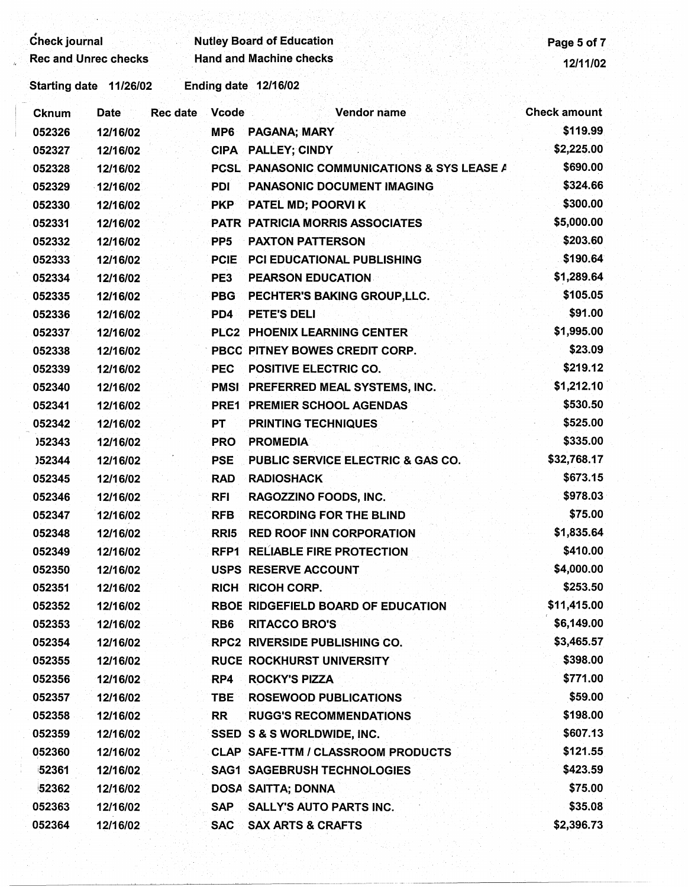Check journal — Nutley Board of Education
Rec and Unrec checks — Hand and Machine checks

12/11/02

Starting date 11/26/02 Ending date 12/16/02

| Cknum | Date | Rec date | Vcode | Vendor name | Check amount |
|---|---|---|---|---|---|
| 052326 | 12/16/02 | | MP6 | PAGANA; MARY | $119.99 |
| 052327 | 12/16/02 | | CIPA | PALLEY; CINDY | $2,225.00 |
| 052328 | 12/16/02 | | PCSL | PANASONIC COMMUNICATIONS & SYS LEASE A | $690.00 |
| 052329 | 12/16/02 | | PDI | PANASONIC DOCUMENT IMAGING | $324.66 |
| 052330 | 12/16/02 | | PKP | PATEL MD; POORVI K | $300.00 |
| 052331 | 12/16/02 | | PATR | PATRICIA MORRIS ASSOCIATES | $5,000.00 |
| 052332 | 12/16/02 | | PP5 | PAXTON PATTERSON | $203.60 |
| 052333 | 12/16/02 | | PCIE | PCI EDUCATIONAL PUBLISHING | $190.64 |
| 052334 | 12/16/02 | | PE3 | PEARSON EDUCATION | $1,289.64 |
| 052335 | 12/16/02 | | PBG | PECHTER'S BAKING GROUP,LLC. | $105.05 |
| 052336 | 12/16/02 | | PD4 | PETE'S DELI | $91.00 |
| 052337 | 12/16/02 | | PLC2 | PHOENIX LEARNING CENTER | $1,995.00 |
| 052338 | 12/16/02 | | PBCC | PITNEY BOWES CREDIT CORP. | $23.09 |
| 052339 | 12/16/02 | | PEC | POSITIVE ELECTRIC CO. | $219.12 |
| 052340 | 12/16/02 | | PMSI | PREFERRED MEAL SYSTEMS, INC. | $1,212.10 |
| 052341 | 12/16/02 | | PRE1 | PREMIER SCHOOL AGENDAS | $530.50 |
| 052342 | 12/16/02 | | PT | PRINTING TECHNIQUES | $525.00 |
| 052343 | 12/16/02 | | PRO | PROMEDIA | $335.00 |
| 052344 | 12/16/02 | | PSE | PUBLIC SERVICE ELECTRIC & GAS CO. | $32,768.17 |
| 052345 | 12/16/02 | | RAD | RADIOSHACK | $673.15 |
| 052346 | 12/16/02 | | RFI | RAGOZZINO FOODS, INC. | $978.03 |
| 052347 | 12/16/02 | | RFB | RECORDING FOR THE BLIND | $75.00 |
| 052348 | 12/16/02 | | RRI5 | RED ROOF INN CORPORATION | $1,835.64 |
| 052349 | 12/16/02 | | RFP1 | RELIABLE FIRE PROTECTION | $410.00 |
| 052350 | 12/16/02 | | USPS | RESERVE ACCOUNT | $4,000.00 |
| 052351 | 12/16/02 | | RICH | RICOH CORP. | $253.50 |
| 052352 | 12/16/02 | | RBOE | RIDGEFIELD BOARD OF EDUCATION | $11,415.00 |
| 052353 | 12/16/02 | | RB6 | RITACCO BRO'S | $6,149.00 |
| 052354 | 12/16/02 | | RPC2 | RIVERSIDE PUBLISHING CO. | $3,465.57 |
| 052355 | 12/16/02 | | RUCE | ROCKHURST UNIVERSITY | $398.00 |
| 052356 | 12/16/02 | | RP4 | ROCKY'S PIZZA | $771.00 |
| 052357 | 12/16/02 | | TBE | ROSEWOOD PUBLICATIONS | $59.00 |
| 052358 | 12/16/02 | | RR | RUGG'S RECOMMENDATIONS | $198.00 |
| 052359 | 12/16/02 | | SSED | S & S WORLDWIDE, INC. | $607.13 |
| 052360 | 12/16/02 | | CLAP | SAFE-TTM / CLASSROOM PRODUCTS | $121.55 |
| 052361 | 12/16/02 | | SAG1 | SAGEBRUSH TECHNOLOGIES | $423.59 |
| 052362 | 12/16/02 | | DOSA | SAITTA; DONNA | $75.00 |
| 052363 | 12/16/02 | | SAP | SALLY'S AUTO PARTS INC. | $35.08 |
| 052364 | 12/16/02 | | SAC | SAX ARTS & CRAFTS | $2,396.73 |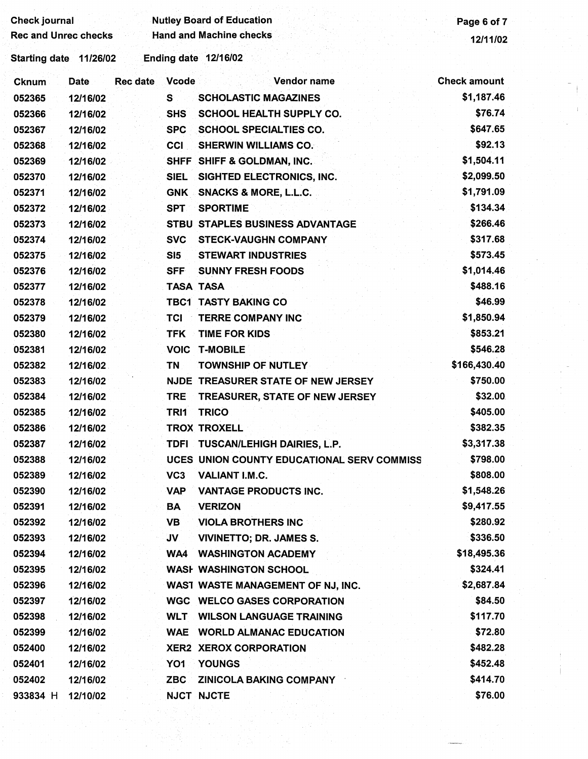Check journal | Nutley Board of Education
Rec and Unrec checks | Hand and Machine checks

12/11/02

Starting date 11/26/02 Ending date 12/16/02

| Cknum | Date | Rec date | Vcode | Vendor name | Check amount |
|---|---|---|---|---|---|
| 052365 | 12/16/02 | | S | SCHOLASTIC MAGAZINES | $1,187.46 |
| 052366 | 12/16/02 | | SHS | SCHOOL HEALTH SUPPLY CO. | $76.74 |
| 052367 | 12/16/02 | | SPC | SCHOOL SPECIALTIES CO. | $647.65 |
| 052368 | 12/16/02 | | CCI | SHERWIN WILLIAMS CO. | $92.13 |
| 052369 | 12/16/02 | | SHFF | SHIFF & GOLDMAN, INC. | $1,504.11 |
| 052370 | 12/16/02 | | SIEL | SIGHTED ELECTRONICS, INC. | $2,099.50 |
| 052371 | 12/16/02 | | GNK | SNACKS & MORE, L.L.C. | $1,791.09 |
| 052372 | 12/16/02 | | SPT | SPORTIME | $134.34 |
| 052373 | 12/16/02 | | STBU | STAPLES BUSINESS ADVANTAGE | $266.46 |
| 052374 | 12/16/02 | | SVC | STECK-VAUGHN COMPANY | $317.68 |
| 052375 | 12/16/02 | | SI5 | STEWART INDUSTRIES | $573.45 |
| 052376 | 12/16/02 | | SFF | SUNNY FRESH FOODS | $1,014.46 |
| 052377 | 12/16/02 | | TASA | TASA | $488.16 |
| 052378 | 12/16/02 | | TBC1 | TASTY BAKING CO | $46.99 |
| 052379 | 12/16/02 | | TCI | TERRE COMPANY INC | $1,850.94 |
| 052380 | 12/16/02 | | TFK | TIME FOR KIDS | $853.21 |
| 052381 | 12/16/02 | | VOIC | T-MOBILE | $546.28 |
| 052382 | 12/16/02 | | TN | TOWNSHIP OF NUTLEY | $166,430.40 |
| 052383 | 12/16/02 | | NJDE | TREASURER STATE OF NEW JERSEY | $750.00 |
| 052384 | 12/16/02 | | TRE | TREASURER, STATE OF NEW JERSEY | $32.00 |
| 052385 | 12/16/02 | | TRI1 | TRICO | $405.00 |
| 052386 | 12/16/02 | | TROX | TROXELL | $382.35 |
| 052387 | 12/16/02 | | TDFI | TUSCAN/LEHIGH DAIRIES, L.P. | $3,317.38 |
| 052388 | 12/16/02 | | UCES | UNION COUNTY EDUCATIONAL SERV COMMISS | $798.00 |
| 052389 | 12/16/02 | | VC3 | VALIANT I.M.C. | $808.00 |
| 052390 | 12/16/02 | | VAP | VANTAGE PRODUCTS INC. | $1,548.26 |
| 052391 | 12/16/02 | | BA | VERIZON | $9,417.55 |
| 052392 | 12/16/02 | | VB | VIOLA BROTHERS INC | $280.92 |
| 052393 | 12/16/02 | | JV | VIVINETTO; DR. JAMES S. | $336.50 |
| 052394 | 12/16/02 | | WA4 | WASHINGTON ACADEMY | $18,495.36 |
| 052395 | 12/16/02 | | WASH | WASHINGTON SCHOOL | $324.41 |
| 052396 | 12/16/02 | | WAST | WASTE MANAGEMENT OF NJ, INC. | $2,687.84 |
| 052397 | 12/16/02 | | WGC | WELCO GASES CORPORATION | $84.50 |
| 052398 | 12/16/02 | | WLT | WILSON LANGUAGE TRAINING | $117.70 |
| 052399 | 12/16/02 | | WAE | WORLD ALMANAC EDUCATION | $72.80 |
| 052400 | 12/16/02 | | XER2 | XEROX CORPORATION | $482.28 |
| 052401 | 12/16/02 | | YO1 | YOUNGS | $452.48 |
| 052402 | 12/16/02 | | ZBC | ZINICOLA BAKING COMPANY | $414.70 |
| 933834 H | 12/10/02 | | NJCT | NJCTE | $76.00 |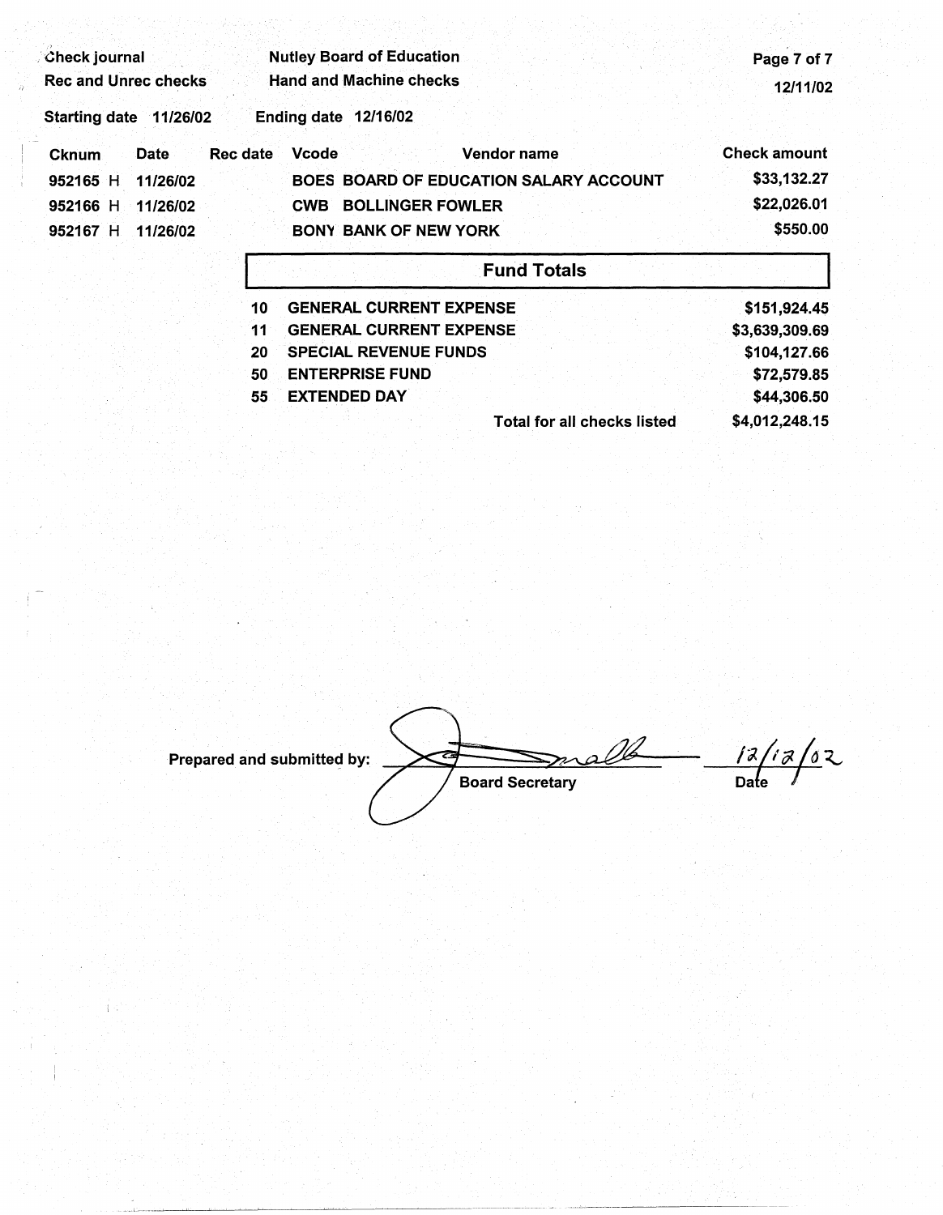Check journal | Nutley Board of Education
Rec and Unrec checks | Hand and Machine checks

12/11/02

Starting date 11/26/02 Ending date 12/16/02

| Cknum | Date | Rec date | Vcode | Vendor name | Check amount |
|---|---|---|---|---|---|
| 952165 H | 11/26/02 | | BOES | BOARD OF EDUCATION SALARY ACCOUNT | $33,132.27 |
| 952166 H | 11/26/02 | | CWB | BOLLINGER FOWLER | $22,026.01 |
| 952167 H | 11/26/02 | | BONY | BANK OF NEW YORK | $550.00 |

## Fund Totals

| | | |
|---|---|---|
| 10 | GENERAL CURRENT EXPENSE | $151,924.45 |
| 11 | GENERAL CURRENT EXPENSE | $3,639,309.69 |
| 20 | SPECIAL REVENUE FUNDS | $104,127.66 |
| 50 | ENTERPRISE FUND | $72,579.85 |
| 55 | EXTENDED DAY | $44,306.50 |
| | Total for all checks listed | $4,012,248.15 |

Prepared and submitted by: _(signature)_ Board Secretary 12/12/02 Date